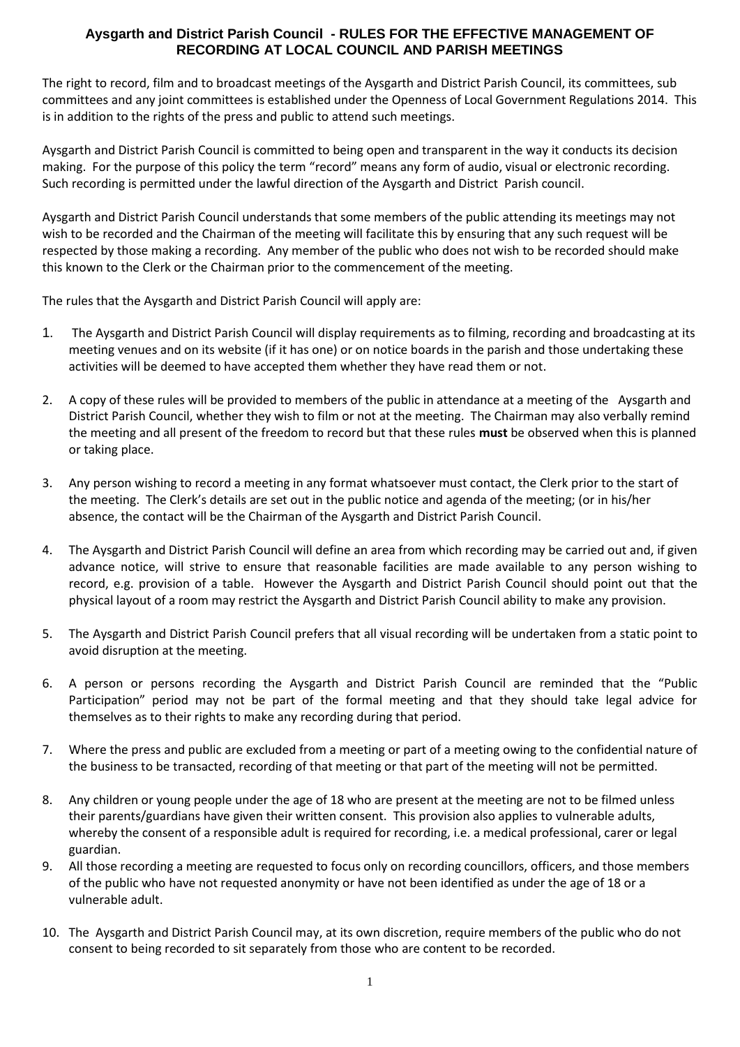# Aysgarth and District Parish Council - RULES FOR THE EFFECTIVE MANAGEMENT OF RECORDING AT LOCAL COUNCIL AND PARISH MEETINGS

The right to record, film and to broadcast meetings of the Aysgarth and District Parish Council, its committees, sub committees and any joint committees is established under the Openness of Local Government Regulations 2014. This is in addition to the rights of the press and public to attend such meetings.

Aysgarth and District Parish Council is committed to being open and transparent in the way it conducts its decision making. For the purpose of this policy the term "record" means any form of audio, visual or electronic recording. Such recording is permitted under the lawful direction of the Aysgarth and District Parish council.

Aysgarth and District Parish Council understands that some members of the public attending its meetings may not wish to be recorded and the Chairman of the meeting will facilitate this by ensuring that any such request will be respected by those making a recording. Any member of the public who does not wish to be recorded should make this known to the Clerk or the Chairman prior to the commencement of the meeting.

The rules that the Aysgarth and District Parish Council will apply are:

1. The Aysgarth and District Parish Council will display requirements as to filming, recording and broadcasting at its meeting venues and on its website (if it has one) or on notice boards in the parish and those undertaking these activities will be deemed to have accepted them whether they have read them or not.

2. A copy of these rules will be provided to members of the public in attendance at a meeting of the Aysgarth and District Parish Council, whether they wish to film or not at the meeting. The Chairman may also verbally remind the meeting and all present of the freedom to record but that these rules **must** be observed when this is planned or taking place.

3. Any person wishing to record a meeting in any format whatsoever must contact, the Clerk prior to the start of the meeting. The Clerk's details are set out in the public notice and agenda of the meeting; (or in his/her absence, the contact will be the Chairman of the Aysgarth and District Parish Council.

4. The Aysgarth and District Parish Council will define an area from which recording may be carried out and, if given advance notice, will strive to ensure that reasonable facilities are made available to any person wishing to record, e.g. provision of a table. However the Aysgarth and District Parish Council should point out that the physical layout of a room may restrict the Aysgarth and District Parish Council ability to make any provision.

5. The Aysgarth and District Parish Council prefers that all visual recording will be undertaken from a static point to avoid disruption at the meeting.

6. A person or persons recording the Aysgarth and District Parish Council are reminded that the "Public Participation" period may not be part of the formal meeting and that they should take legal advice for themselves as to their rights to make any recording during that period.

7. Where the press and public are excluded from a meeting or part of a meeting owing to the confidential nature of the business to be transacted, recording of that meeting or that part of the meeting will not be permitted.

8. Any children or young people under the age of 18 who are present at the meeting are not to be filmed unless their parents/guardians have given their written consent. This provision also applies to vulnerable adults, whereby the consent of a responsible adult is required for recording, i.e. a medical professional, carer or legal guardian.

9. All those recording a meeting are requested to focus only on recording councillors, officers, and those members of the public who have not requested anonymity or have not been identified as under the age of 18 or a vulnerable adult.

10. The Aysgarth and District Parish Council may, at its own discretion, require members of the public who do not consent to being recorded to sit separately from those who are content to be recorded.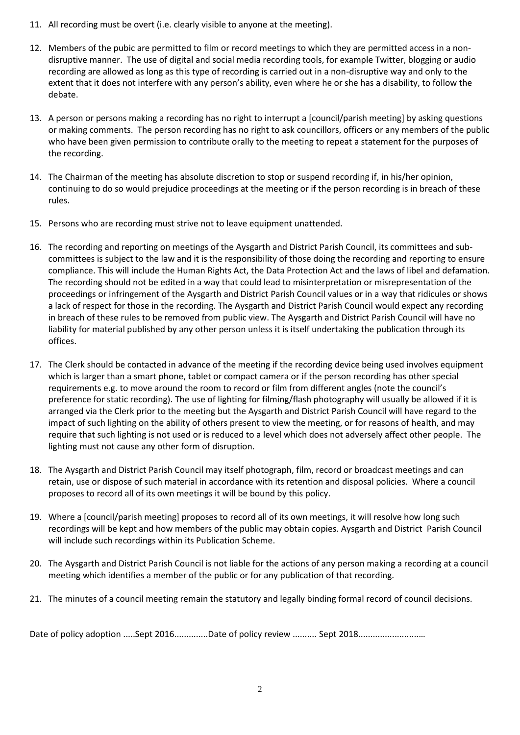11. All recording must be overt (i.e. clearly visible to anyone at the meeting).

12. Members of the pubic are permitted to film or record meetings to which they are permitted access in a non-disruptive manner. The use of digital and social media recording tools, for example Twitter, blogging or audio recording are allowed as long as this type of recording is carried out in a non-disruptive way and only to the extent that it does not interfere with any person's ability, even where he or she has a disability, to follow the debate.

13. A person or persons making a recording has no right to interrupt a [council/parish meeting] by asking questions or making comments. The person recording has no right to ask councillors, officers or any members of the public who have been given permission to contribute orally to the meeting to repeat a statement for the purposes of the recording.

14. The Chairman of the meeting has absolute discretion to stop or suspend recording if, in his/her opinion, continuing to do so would prejudice proceedings at the meeting or if the person recording is in breach of these rules.

15. Persons who are recording must strive not to leave equipment unattended.

16. The recording and reporting on meetings of the Aysgarth and District Parish Council, its committees and sub-committees is subject to the law and it is the responsibility of those doing the recording and reporting to ensure compliance. This will include the Human Rights Act, the Data Protection Act and the laws of libel and defamation. The recording should not be edited in a way that could lead to misinterpretation or misrepresentation of the proceedings or infringement of the Aysgarth and District Parish Council values or in a way that ridicules or shows a lack of respect for those in the recording. The Aysgarth and District Parish Council would expect any recording in breach of these rules to be removed from public view. The Aysgarth and District Parish Council will have no liability for material published by any other person unless it is itself undertaking the publication through its offices.

17. The Clerk should be contacted in advance of the meeting if the recording device being used involves equipment which is larger than a smart phone, tablet or compact camera or if the person recording has other special requirements e.g. to move around the room to record or film from different angles (note the council's preference for static recording). The use of lighting for filming/flash photography will usually be allowed if it is arranged via the Clerk prior to the meeting but the Aysgarth and District Parish Council will have regard to the impact of such lighting on the ability of others present to view the meeting, or for reasons of health, and may require that such lighting is not used or is reduced to a level which does not adversely affect other people. The lighting must not cause any other form of disruption.

18. The Aysgarth and District Parish Council may itself photograph, film, record or broadcast meetings and can retain, use or dispose of such material in accordance with its retention and disposal policies. Where a council proposes to record all of its own meetings it will be bound by this policy.

19. Where a [council/parish meeting] proposes to record all of its own meetings, it will resolve how long such recordings will be kept and how members of the public may obtain copies. Aysgarth and District Parish Council will include such recordings within its Publication Scheme.

20. The Aysgarth and District Parish Council is not liable for the actions of any person making a recording at a council meeting which identifies a member of the public or for any publication of that recording.

21. The minutes of a council meeting remain the statutory and legally binding formal record of council decisions.

Date of policy adoption .....Sept 2016..............Date of policy review .......... Sept 2018...........................